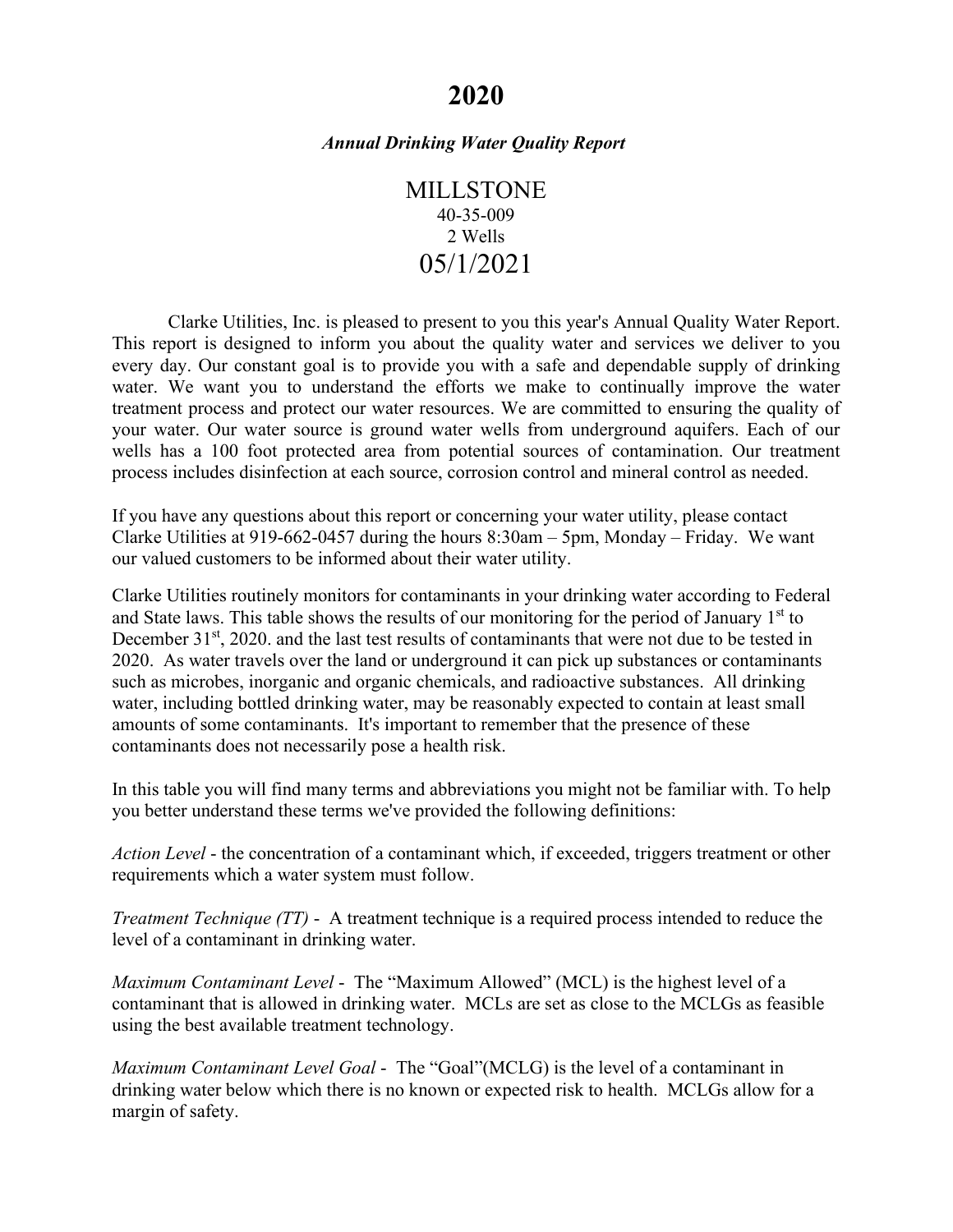# 2020

### *Annual Drinking Water Quality Report*

MILLSTONE

40-35-009

2 Wells

05/1/2021

Clarke Utilities, Inc. is pleased to present to you this year's Annual Quality Water Report. This report is designed to inform you about the quality water and services we deliver to you every day. Our constant goal is to provide you with a safe and dependable supply of drinking water. We want you to understand the efforts we make to continually improve the water treatment process and protect our water resources. We are committed to ensuring the quality of your water. Our water source is ground water wells from underground aquifers. Each of our wells has a 100 foot protected area from potential sources of contamination. Our treatment process includes disinfection at each source, corrosion control and mineral control as needed.

If you have any questions about this report or concerning your water utility, please contact Clarke Utilities at 919-662-0457 during the hours 8:30am – 5pm, Monday – Friday. We want our valued customers to be informed about their water utility.

Clarke Utilities routinely monitors for contaminants in your drinking water according to Federal and State laws. This table shows the results of our monitoring for the period of January 1st to December 31st, 2020. and the last test results of contaminants that were not due to be tested in 2020. As water travels over the land or underground it can pick up substances or contaminants such as microbes, inorganic and organic chemicals, and radioactive substances. All drinking water, including bottled drinking water, may be reasonably expected to contain at least small amounts of some contaminants. It's important to remember that the presence of these contaminants does not necessarily pose a health risk.

In this table you will find many terms and abbreviations you might not be familiar with. To help you better understand these terms we've provided the following definitions:

*Action Level* - the concentration of a contaminant which, if exceeded, triggers treatment or other requirements which a water system must follow.

*Treatment Technique (TT)* - A treatment technique is a required process intended to reduce the level of a contaminant in drinking water.

*Maximum Contaminant Level* - The "Maximum Allowed" (MCL) is the highest level of a contaminant that is allowed in drinking water. MCLs are set as close to the MCLGs as feasible using the best available treatment technology.

*Maximum Contaminant Level Goal* - The "Goal"(MCLG) is the level of a contaminant in drinking water below which there is no known or expected risk to health. MCLGs allow for a margin of safety.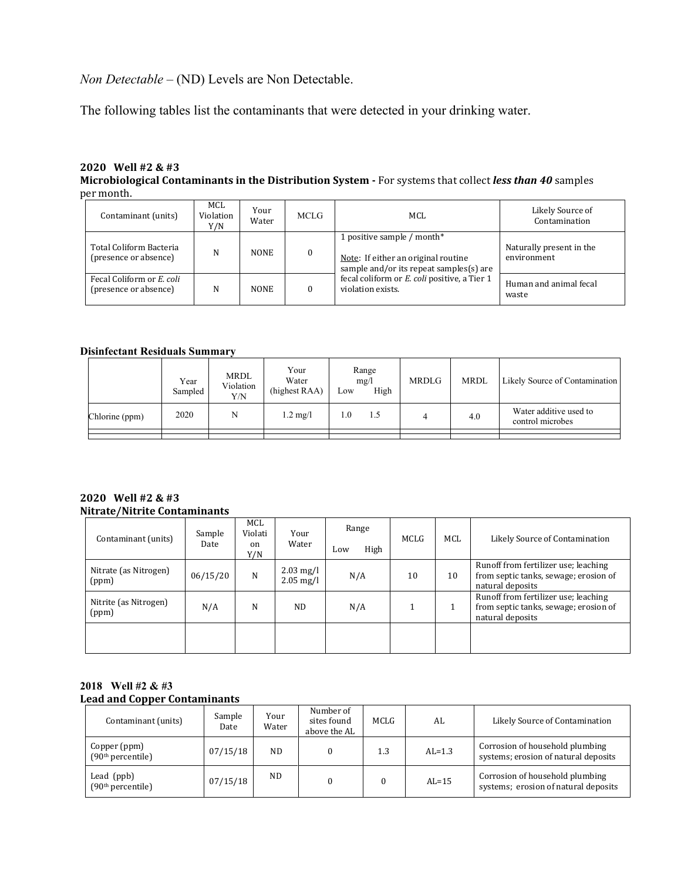*Non Detectable* – (ND) Levels are Non Detectable.

The following tables list the contaminants that were detected in your drinking water.

**2020 Well #2 & #3**
**Microbiological Contaminants in the Distribution System -** For systems that collect ***less than 40*** samples per month.

| Contaminant (units) | MCL Violation Y/N | Your Water | MCLG | MCL | Likely Source of Contamination |
|---|---|---|---|---|---|
| Total Coliform Bacteria (presence or absence) | N | NONE | 0 | 1 positive sample / month* <br><br> Note: If either an original routine sample and/or its repeat samples(s) are fecal coliform or *E. coli* positive, a Tier 1 violation exists. | Naturally present in the environment |
| Fecal Coliform or *E. coli* (presence or absence) | N | NONE | 0 | | Human and animal fecal waste |

**Disinfectant Residuals Summary**

| | Year Sampled | MRDL Violation Y/N | Your Water (highest RAA) | Range mg/l Low | High | MRDLG | MRDL | Likely Source of Contamination |
|---|---|---|---|---|---|---|---|---|
| Chlorine (ppm) | 2020 | N | 1.2 mg/l | 1.0 | 1.5 | 4 | 4.0 | Water additive used to control microbes |
| | | | | | | | | |

**2020 Well #2 & #3**
**Nitrate/Nitrite Contaminants**

| Contaminant (units) | Sample Date | MCL Violation Y/N | Your Water | Range Low | High | MCLG | MCL | Likely Source of Contamination |
|---|---|---|---|---|---|---|---|---|
| Nitrate (as Nitrogen) (ppm) | 06/15/20 | N | 2.03 mg/l 2.05 mg/l | N/A | | 10 | 10 | Runoff from fertilizer use; leaching from septic tanks, sewage; erosion of natural deposits |
| Nitrite (as Nitrogen) (ppm) | N/A | N | ND | N/A | | 1 | 1 | Runoff from fertilizer use; leaching from septic tanks, sewage; erosion of natural deposits |
| | | | | | | | | |

**2018 Well #2 & #3**
**Lead and Copper Contaminants**

| Contaminant (units) | Sample Date | Your Water | Number of sites found above the AL | MCLG | AL | Likely Source of Contamination |
|---|---|---|---|---|---|---|
| Copper (ppm) (90th percentile) | 07/15/18 | ND | 0 | 1.3 | AL=1.3 | Corrosion of household plumbing systems; erosion of natural deposits |
| Lead (ppb) (90th percentile) | 07/15/18 | ND | 0 | 0 | AL=15 | Corrosion of household plumbing systems; erosion of natural deposits |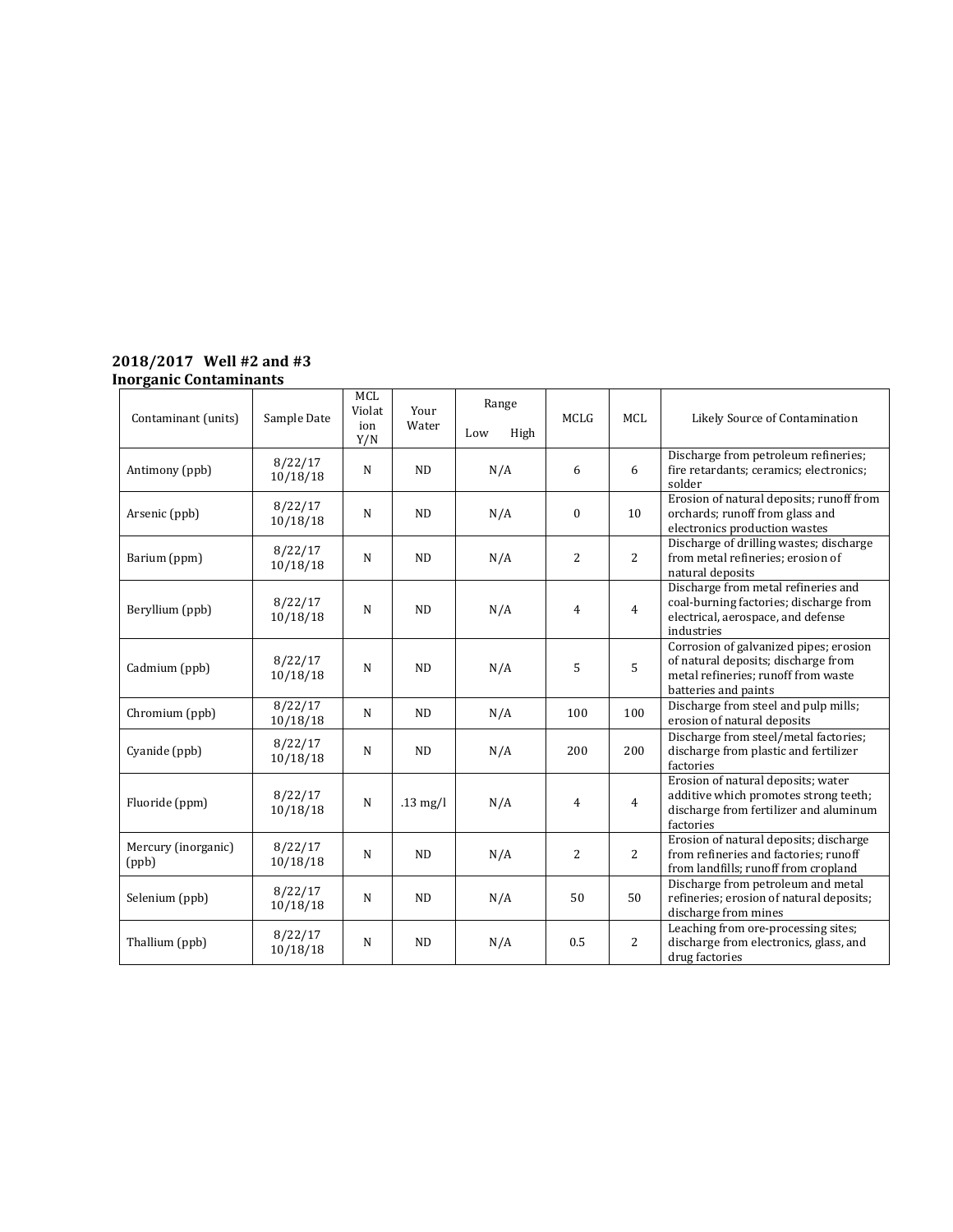**2018/2017 Well #2 and #3**
**Inorganic Contaminants**

| Contaminant (units) | Sample Date | MCL Violation Y/N | Your Water | Range | | MCLG | MCL | Likely Source of Contamination |
|---|---|---|---|---|---|---|---|---|
| | | | | Low | High | | | |
| Antimony (ppb) | 8/22/17 10/18/18 | N | ND | N/A | | 6 | 6 | Discharge from petroleum refineries; fire retardants; ceramics; electronics; solder |
| Arsenic (ppb) | 8/22/17 10/18/18 | N | ND | N/A | | 0 | 10 | Erosion of natural deposits; runoff from orchards; runoff from glass and electronics production wastes |
| Barium (ppm) | 8/22/17 10/18/18 | N | ND | N/A | | 2 | 2 | Discharge of drilling wastes; discharge from metal refineries; erosion of natural deposits |
| Beryllium (ppb) | 8/22/17 10/18/18 | N | ND | N/A | | 4 | 4 | Discharge from metal refineries and coal-burning factories; discharge from electrical, aerospace, and defense industries |
| Cadmium (ppb) | 8/22/17 10/18/18 | N | ND | N/A | | 5 | 5 | Corrosion of galvanized pipes; erosion of natural deposits; discharge from metal refineries; runoff from waste batteries and paints |
| Chromium (ppb) | 8/22/17 10/18/18 | N | ND | N/A | | 100 | 100 | Discharge from steel and pulp mills; erosion of natural deposits |
| Cyanide (ppb) | 8/22/17 10/18/18 | N | ND | N/A | | 200 | 200 | Discharge from steel/metal factories; discharge from plastic and fertilizer factories |
| Fluoride (ppm) | 8/22/17 10/18/18 | N | .13 mg/l | N/A | | 4 | 4 | Erosion of natural deposits; water additive which promotes strong teeth; discharge from fertilizer and aluminum factories |
| Mercury (inorganic) (ppb) | 8/22/17 10/18/18 | N | ND | N/A | | 2 | 2 | Erosion of natural deposits; discharge from refineries and factories; runoff from landfills; runoff from cropland |
| Selenium (ppb) | 8/22/17 10/18/18 | N | ND | N/A | | 50 | 50 | Discharge from petroleum and metal refineries; erosion of natural deposits; discharge from mines |
| Thallium (ppb) | 8/22/17 10/18/18 | N | ND | N/A | | 0.5 | 2 | Leaching from ore-processing sites; discharge from electronics, glass, and drug factories |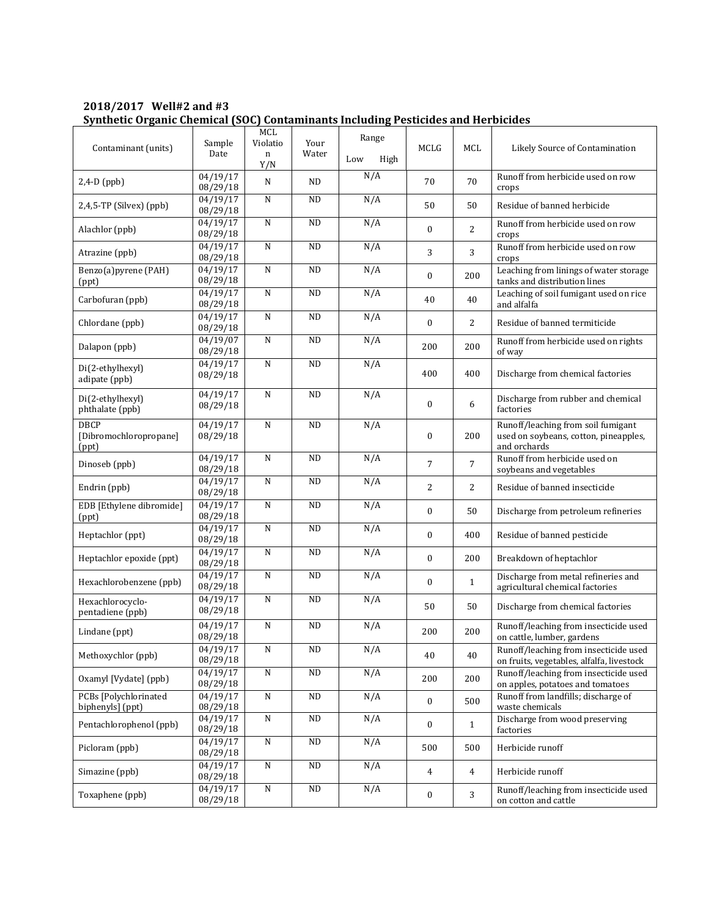**2018/2017 Well#2 and #3**
**Synthetic Organic Chemical (SOC) Contaminants Including Pesticides and Herbicides**

| Contaminant (units) | Sample Date | MCL Violation Y/N | Your Water | Range Low High | MCLG | MCL | Likely Source of Contamination |
|---|---|---|---|---|---|---|---|
| 2,4-D (ppb) | 04/19/17 08/29/18 | N | ND | N/A | 70 | 70 | Runoff from herbicide used on row crops |
| 2,4,5-TP (Silvex) (ppb) | 04/19/17 08/29/18 | N | ND | N/A | 50 | 50 | Residue of banned herbicide |
| Alachlor (ppb) | 04/19/17 08/29/18 | N | ND | N/A | 0 | 2 | Runoff from herbicide used on row crops |
| Atrazine (ppb) | 04/19/17 08/29/18 | N | ND | N/A | 3 | 3 | Runoff from herbicide used on row crops |
| Benzo(a)pyrene (PAH) (ppt) | 04/19/17 08/29/18 | N | ND | N/A | 0 | 200 | Leaching from linings of water storage tanks and distribution lines |
| Carbofuran (ppb) | 04/19/17 08/29/18 | N | ND | N/A | 40 | 40 | Leaching of soil fumigant used on rice and alfalfa |
| Chlordane (ppb) | 04/19/17 08/29/18 | N | ND | N/A | 0 | 2 | Residue of banned termiticide |
| Dalapon (ppb) | 04/19/07 08/29/18 | N | ND | N/A | 200 | 200 | Runoff from herbicide used on rights of way |
| Di(2-ethylhexyl) adipate (ppb) | 04/19/17 08/29/18 | N | ND | N/A | 400 | 400 | Discharge from chemical factories |
| Di(2-ethylhexyl) phthalate (ppb) | 04/19/17 08/29/18 | N | ND | N/A | 0 | 6 | Discharge from rubber and chemical factories |
| DBCP [Dibromochloropropane] (ppt) | 04/19/17 08/29/18 | N | ND | N/A | 0 | 200 | Runoff/leaching from soil fumigant used on soybeans, cotton, pineapples, and orchards |
| Dinoseb (ppb) | 04/19/17 08/29/18 | N | ND | N/A | 7 | 7 | Runoff from herbicide used on soybeans and vegetables |
| Endrin (ppb) | 04/19/17 08/29/18 | N | ND | N/A | 2 | 2 | Residue of banned insecticide |
| EDB [Ethylene dibromide] (ppt) | 04/19/17 08/29/18 | N | ND | N/A | 0 | 50 | Discharge from petroleum refineries |
| Heptachlor (ppt) | 04/19/17 08/29/18 | N | ND | N/A | 0 | 400 | Residue of banned pesticide |
| Heptachlor epoxide (ppt) | 04/19/17 08/29/18 | N | ND | N/A | 0 | 200 | Breakdown of heptachlor |
| Hexachlorobenzene (ppb) | 04/19/17 08/29/18 | N | ND | N/A | 0 | 1 | Discharge from metal refineries and agricultural chemical factories |
| Hexachlorocyclo-pentadiene (ppb) | 04/19/17 08/29/18 | N | ND | N/A | 50 | 50 | Discharge from chemical factories |
| Lindane (ppt) | 04/19/17 08/29/18 | N | ND | N/A | 200 | 200 | Runoff/leaching from insecticide used on cattle, lumber, gardens |
| Methoxychlor (ppb) | 04/19/17 08/29/18 | N | ND | N/A | 40 | 40 | Runoff/leaching from insecticide used on fruits, vegetables, alfalfa, livestock |
| Oxamyl [Vydate] (ppb) | 04/19/17 08/29/18 | N | ND | N/A | 200 | 200 | Runoff/leaching from insecticide used on apples, potatoes and tomatoes |
| PCBs [Polychlorinated biphenyls] (ppt) | 04/19/17 08/29/18 | N | ND | N/A | 0 | 500 | Runoff from landfills; discharge of waste chemicals |
| Pentachlorophenol (ppb) | 04/19/17 08/29/18 | N | ND | N/A | 0 | 1 | Discharge from wood preserving factories |
| Picloram (ppb) | 04/19/17 08/29/18 | N | ND | N/A | 500 | 500 | Herbicide runoff |
| Simazine (ppb) | 04/19/17 08/29/18 | N | ND | N/A | 4 | 4 | Herbicide runoff |
| Toxaphene (ppb) | 04/19/17 08/29/18 | N | ND | N/A | 0 | 3 | Runoff/leaching from insecticide used on cotton and cattle |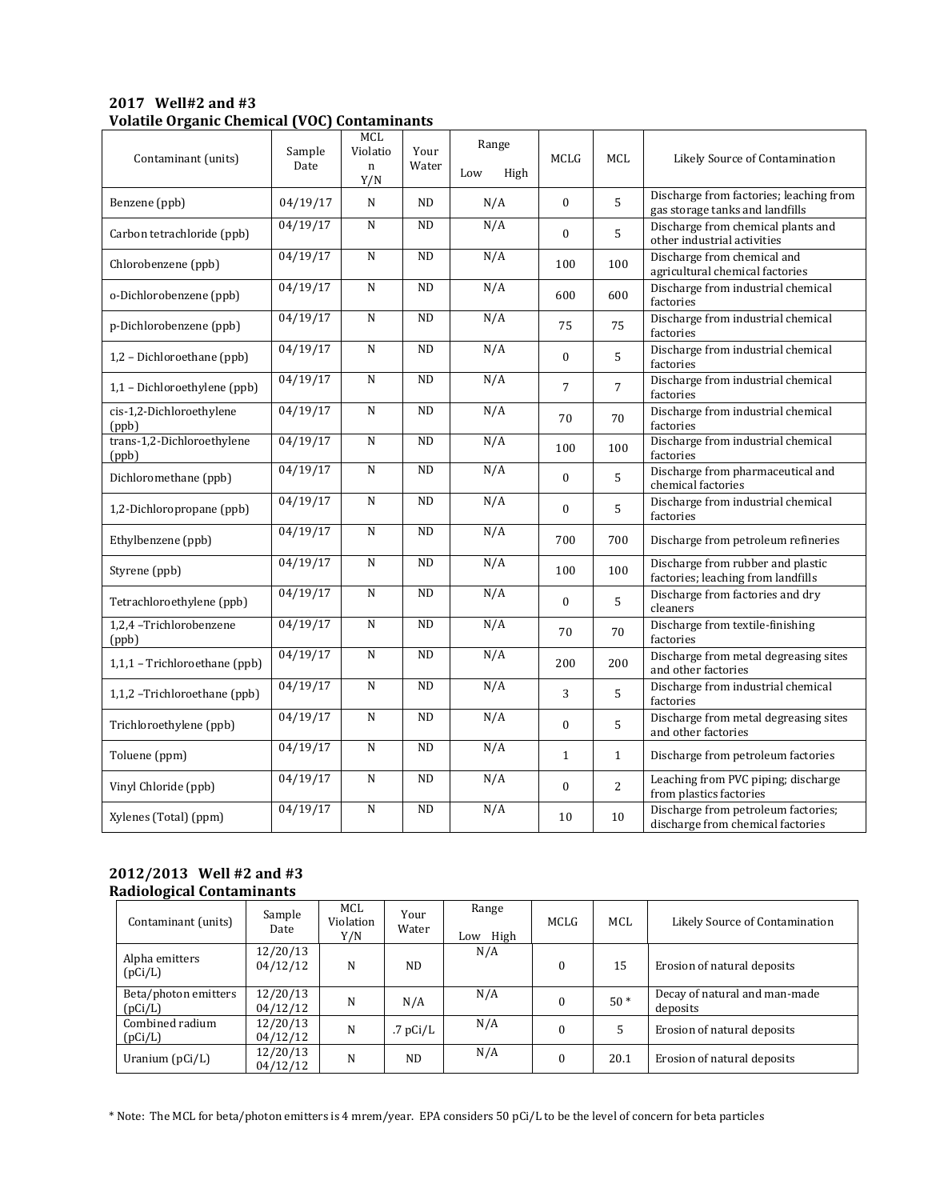## 2017 Well#2 and #3

### Volatile Organic Chemical (VOC) Contaminants

| Contaminant (units) | Sample Date | MCL Violation Y/N | Your Water | Range Low High | MCLG | MCL | Likely Source of Contamination |
|---|---|---|---|---|---|---|---|
| Benzene (ppb) | 04/19/17 | N | ND | N/A | 0 | 5 | Discharge from factories; leaching from gas storage tanks and landfills |
| Carbon tetrachloride (ppb) | 04/19/17 | N | ND | N/A | 0 | 5 | Discharge from chemical plants and other industrial activities |
| Chlorobenzene (ppb) | 04/19/17 | N | ND | N/A | 100 | 100 | Discharge from chemical and agricultural chemical factories |
| o-Dichlorobenzene (ppb) | 04/19/17 | N | ND | N/A | 600 | 600 | Discharge from industrial chemical factories |
| p-Dichlorobenzene (ppb) | 04/19/17 | N | ND | N/A | 75 | 75 | Discharge from industrial chemical factories |
| 1,2 – Dichloroethane (ppb) | 04/19/17 | N | ND | N/A | 0 | 5 | Discharge from industrial chemical factories |
| 1,1 – Dichloroethylene (ppb) | 04/19/17 | N | ND | N/A | 7 | 7 | Discharge from industrial chemical factories |
| cis-1,2-Dichloroethylene (ppb) | 04/19/17 | N | ND | N/A | 70 | 70 | Discharge from industrial chemical factories |
| trans-1,2-Dichloroethylene (ppb) | 04/19/17 | N | ND | N/A | 100 | 100 | Discharge from industrial chemical factories |
| Dichloromethane (ppb) | 04/19/17 | N | ND | N/A | 0 | 5 | Discharge from pharmaceutical and chemical factories |
| 1,2-Dichloropropane (ppb) | 04/19/17 | N | ND | N/A | 0 | 5 | Discharge from industrial chemical factories |
| Ethylbenzene (ppb) | 04/19/17 | N | ND | N/A | 700 | 700 | Discharge from petroleum refineries |
| Styrene (ppb) | 04/19/17 | N | ND | N/A | 100 | 100 | Discharge from rubber and plastic factories; leaching from landfills |
| Tetrachloroethylene (ppb) | 04/19/17 | N | ND | N/A | 0 | 5 | Discharge from factories and dry cleaners |
| 1,2,4 –Trichlorobenzene (ppb) | 04/19/17 | N | ND | N/A | 70 | 70 | Discharge from textile-finishing factories |
| 1,1,1 – Trichloroethane (ppb) | 04/19/17 | N | ND | N/A | 200 | 200 | Discharge from metal degreasing sites and other factories |
| 1,1,2 –Trichloroethane (ppb) | 04/19/17 | N | ND | N/A | 3 | 5 | Discharge from industrial chemical factories |
| Trichloroethylene (ppb) | 04/19/17 | N | ND | N/A | 0 | 5 | Discharge from metal degreasing sites and other factories |
| Toluene (ppm) | 04/19/17 | N | ND | N/A | 1 | 1 | Discharge from petroleum factories |
| Vinyl Chloride (ppb) | 04/19/17 | N | ND | N/A | 0 | 2 | Leaching from PVC piping; discharge from plastics factories |
| Xylenes (Total) (ppm) | 04/19/17 | N | ND | N/A | 10 | 10 | Discharge from petroleum factories; discharge from chemical factories |

## 2012/2013 Well #2 and #3

### Radiological Contaminants

| Contaminant (units) | Sample Date | MCL Violation Y/N | Your Water | Range Low High | MCLG | MCL | Likely Source of Contamination |
|---|---|---|---|---|---|---|---|
| Alpha emitters (pCi/L) | 12/20/13 04/12/12 | N | ND | N/A | 0 | 15 | Erosion of natural deposits |
| Beta/photon emitters (pCi/L) | 12/20/13 04/12/12 | N | N/A | N/A | 0 | 50 * | Decay of natural and man-made deposits |
| Combined radium (pCi/L) | 12/20/13 04/12/12 | N | .7 pCi/L | N/A | 0 | 5 | Erosion of natural deposits |
| Uranium (pCi/L) | 12/20/13 04/12/12 | N | ND | N/A | 0 | 20.1 | Erosion of natural deposits |

* Note: The MCL for beta/photon emitters is 4 mrem/year. EPA considers 50 pCi/L to be the level of concern for beta particles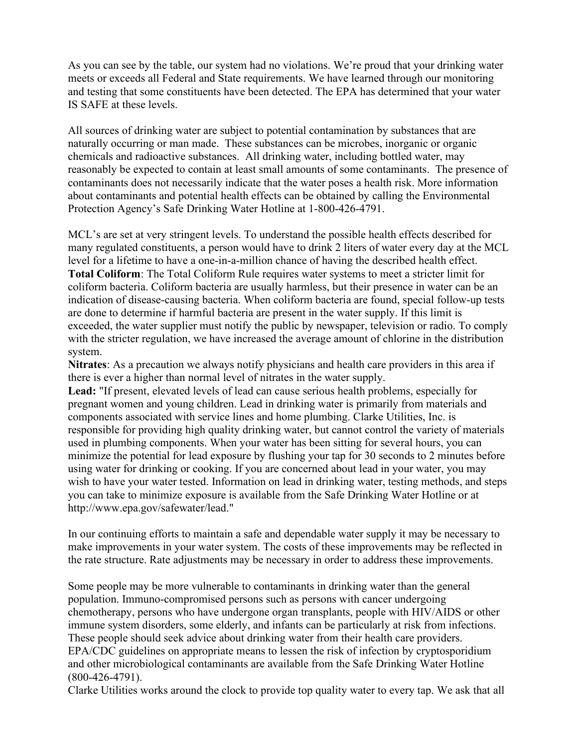As you can see by the table, our system had no violations. We're proud that your drinking water meets or exceeds all Federal and State requirements. We have learned through our monitoring and testing that some constituents have been detected. The EPA has determined that your water IS SAFE at these levels.

All sources of drinking water are subject to potential contamination by substances that are naturally occurring or man made. These substances can be microbes, inorganic or organic chemicals and radioactive substances. All drinking water, including bottled water, may reasonably be expected to contain at least small amounts of some contaminants. The presence of contaminants does not necessarily indicate that the water poses a health risk. More information about contaminants and potential health effects can be obtained by calling the Environmental Protection Agency's Safe Drinking Water Hotline at 1-800-426-4791.

MCL's are set at very stringent levels. To understand the possible health effects described for many regulated constituents, a person would have to drink 2 liters of water every day at the MCL level for a lifetime to have a one-in-a-million chance of having the described health effect.
**Total Coliform**: The Total Coliform Rule requires water systems to meet a stricter limit for coliform bacteria. Coliform bacteria are usually harmless, but their presence in water can be an indication of disease-causing bacteria. When coliform bacteria are found, special follow-up tests are done to determine if harmful bacteria are present in the water supply. If this limit is exceeded, the water supplier must notify the public by newspaper, television or radio. To comply with the stricter regulation, we have increased the average amount of chlorine in the distribution system.
**Nitrates**: As a precaution we always notify physicians and health care providers in this area if there is ever a higher than normal level of nitrates in the water supply.
**Lead:** "If present, elevated levels of lead can cause serious health problems, especially for pregnant women and young children. Lead in drinking water is primarily from materials and components associated with service lines and home plumbing. Clarke Utilities, Inc. is responsible for providing high quality drinking water, but cannot control the variety of materials used in plumbing components. When your water has been sitting for several hours, you can minimize the potential for lead exposure by flushing your tap for 30 seconds to 2 minutes before using water for drinking or cooking. If you are concerned about lead in your water, you may wish to have your water tested. Information on lead in drinking water, testing methods, and steps you can take to minimize exposure is available from the Safe Drinking Water Hotline or at http://www.epa.gov/safewater/lead."

In our continuing efforts to maintain a safe and dependable water supply it may be necessary to make improvements in your water system. The costs of these improvements may be reflected in the rate structure. Rate adjustments may be necessary in order to address these improvements.

Some people may be more vulnerable to contaminants in drinking water than the general population. Immuno-compromised persons such as persons with cancer undergoing chemotherapy, persons who have undergone organ transplants, people with HIV/AIDS or other immune system disorders, some elderly, and infants can be particularly at risk from infections. These people should seek advice about drinking water from their health care providers. EPA/CDC guidelines on appropriate means to lessen the risk of infection by cryptosporidium and other microbiological contaminants are available from the Safe Drinking Water Hotline (800-426-4791).
Clarke Utilities works around the clock to provide top quality water to every tap. We ask that all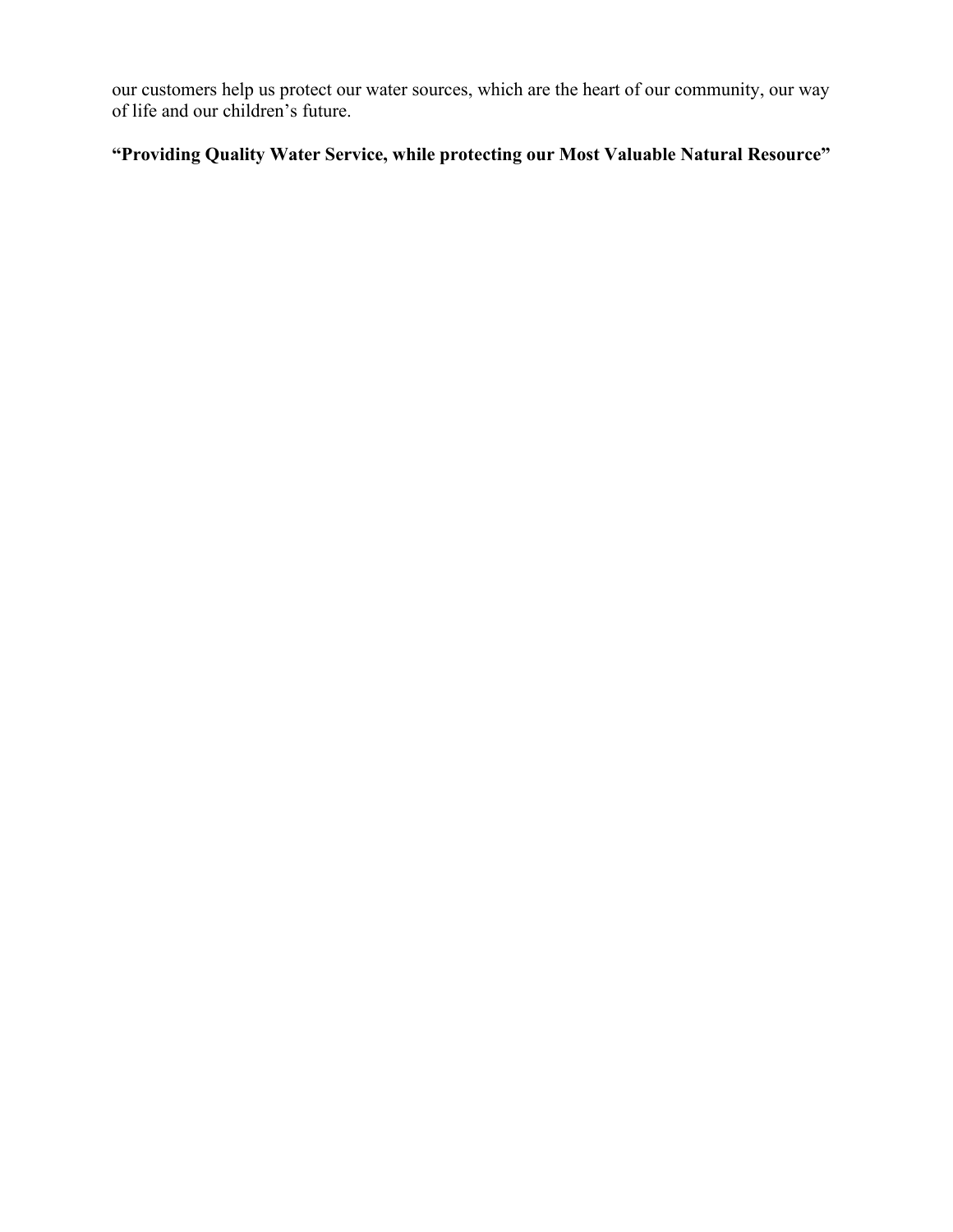our customers help us protect our water sources, which are the heart of our community, our way of life and our children's future.

**"Providing Quality Water Service, while protecting our Most Valuable Natural Resource"**